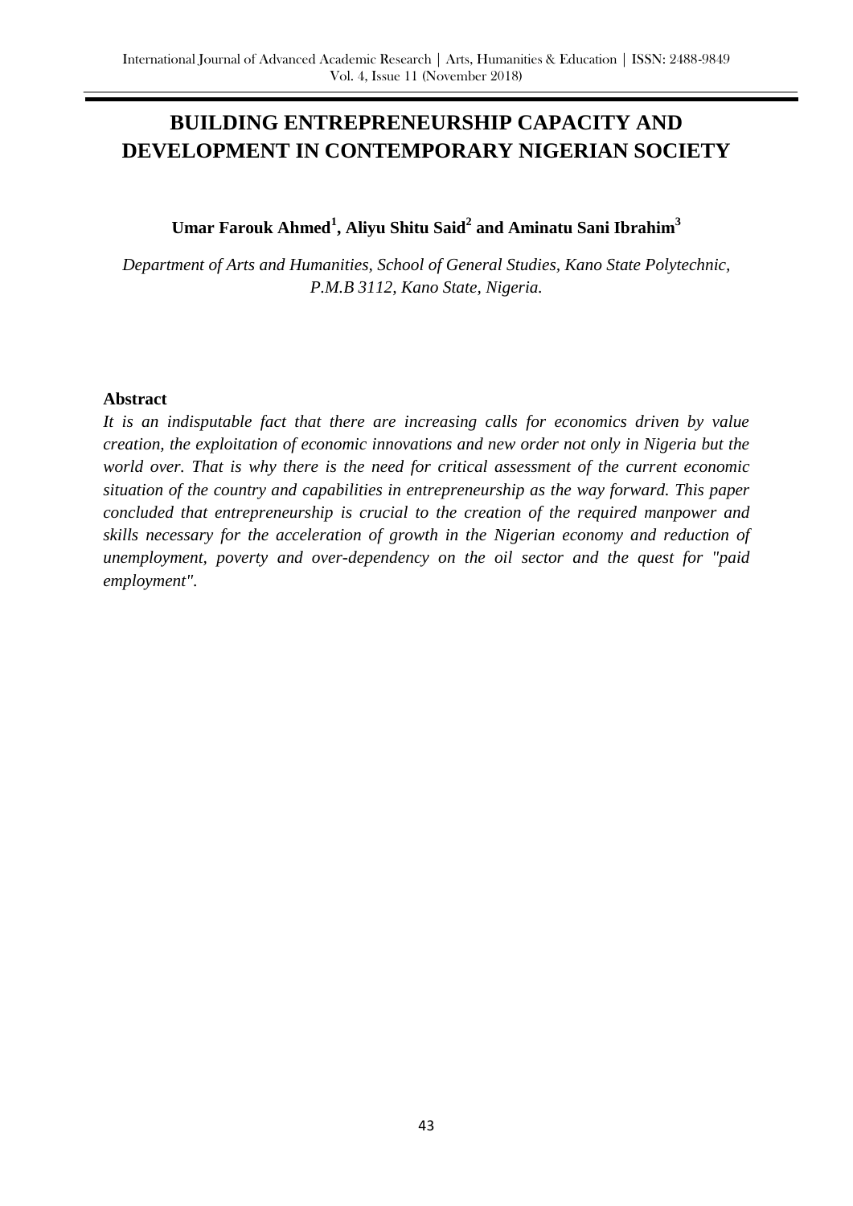# BUILDING ENTREPRENEURSHIP CAPACITY AND DEVELOPMENT IN CONTEMPORARY NIGERIAN SOCIETY

**Umar Farouk Ahmed[1], Aliyu Shitu Said[2] and Aminatu Sani Ibrahim[3]**

*Department of Arts and Humanities, School of General Studies, Kano State Polytechnic, P.M.B 3112, Kano State, Nigeria.*

## Abstract

*It is an indisputable fact that there are increasing calls for economics driven by value creation, the exploitation of economic innovations and new order not only in Nigeria but the world over. That is why there is the need for critical assessment of the current economic situation of the country and capabilities in entrepreneurship as the way forward. This paper concluded that entrepreneurship is crucial to the creation of the required manpower and skills necessary for the acceleration of growth in the Nigerian economy and reduction of unemployment, poverty and over-dependency on the oil sector and the quest for "paid employment".*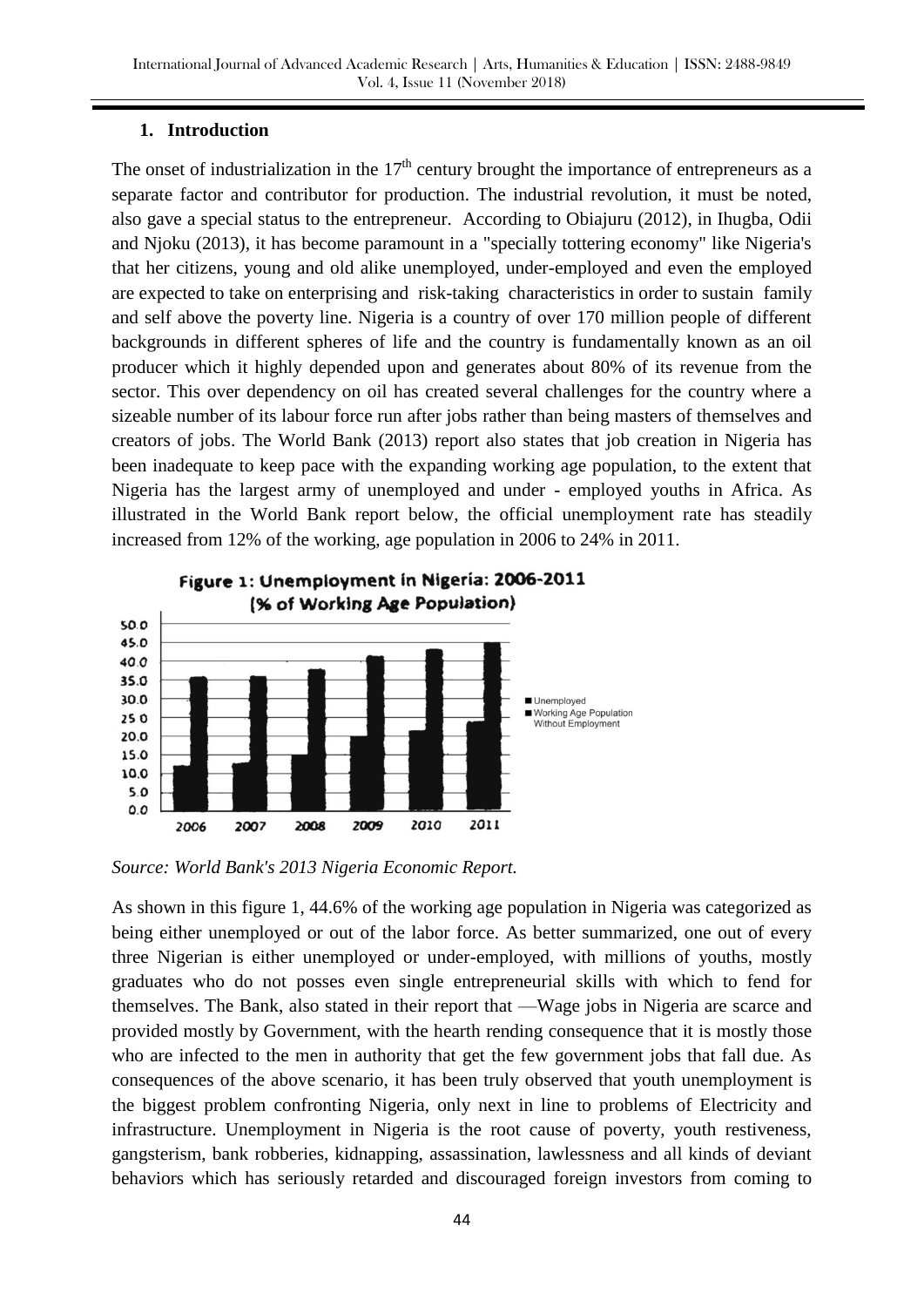## 1. Introduction

The onset of industrialization in the 17th century brought the importance of entrepreneurs as a separate factor and contributor for production. The industrial revolution, it must be noted, also gave a special status to the entrepreneur. According to Obiajuru (2012), in Ihugba, Odii and Njoku (2013), it has become paramount in a "specially tottering economy" like Nigeria's that her citizens, young and old alike unemployed, under-employed and even the employed are expected to take on enterprising and risk-taking characteristics in order to sustain family and self above the poverty line. Nigeria is a country of over 170 million people of different backgrounds in different spheres of life and the country is fundamentally known as an oil producer which it highly depended upon and generates about 80% of its revenue from the sector. This over dependency on oil has created several challenges for the country where a sizeable number of its labour force run after jobs rather than being masters of themselves and creators of jobs. The World Bank (2013) report also states that job creation in Nigeria has been inadequate to keep pace with the expanding working age population, to the extent that Nigeria has the largest army of unemployed and under - employed youths in Africa. As illustrated in the World Bank report below, the official unemployment rate has steadily increased from 12% of the working, age population in 2006 to 24% in 2011.

**Figure 1: Unemployment in Nigeria: 2006-2011 (% of Working Age Population)**

*Source: World Bank's 2013 Nigeria Economic Report.*

As shown in this figure 1, 44.6% of the working age population in Nigeria was categorized as being either unemployed or out of the labor force. As better summarized, one out of every three Nigerian is either unemployed or under-employed, with millions of youths, mostly graduates who do not posses even single entrepreneurial skills with which to fend for themselves. The Bank, also stated in their report that —Wage jobs in Nigeria are scarce and provided mostly by Government, with the hearth rending consequence that it is mostly those who are infected to the men in authority that get the few government jobs that fall due. As consequences of the above scenario, it has been truly observed that youth unemployment is the biggest problem confronting Nigeria, only next in line to problems of Electricity and infrastructure. Unemployment in Nigeria is the root cause of poverty, youth restiveness, gangsterism, bank robberies, kidnapping, assassination, lawlessness and all kinds of deviant behaviors which has seriously retarded and discouraged foreign investors from coming to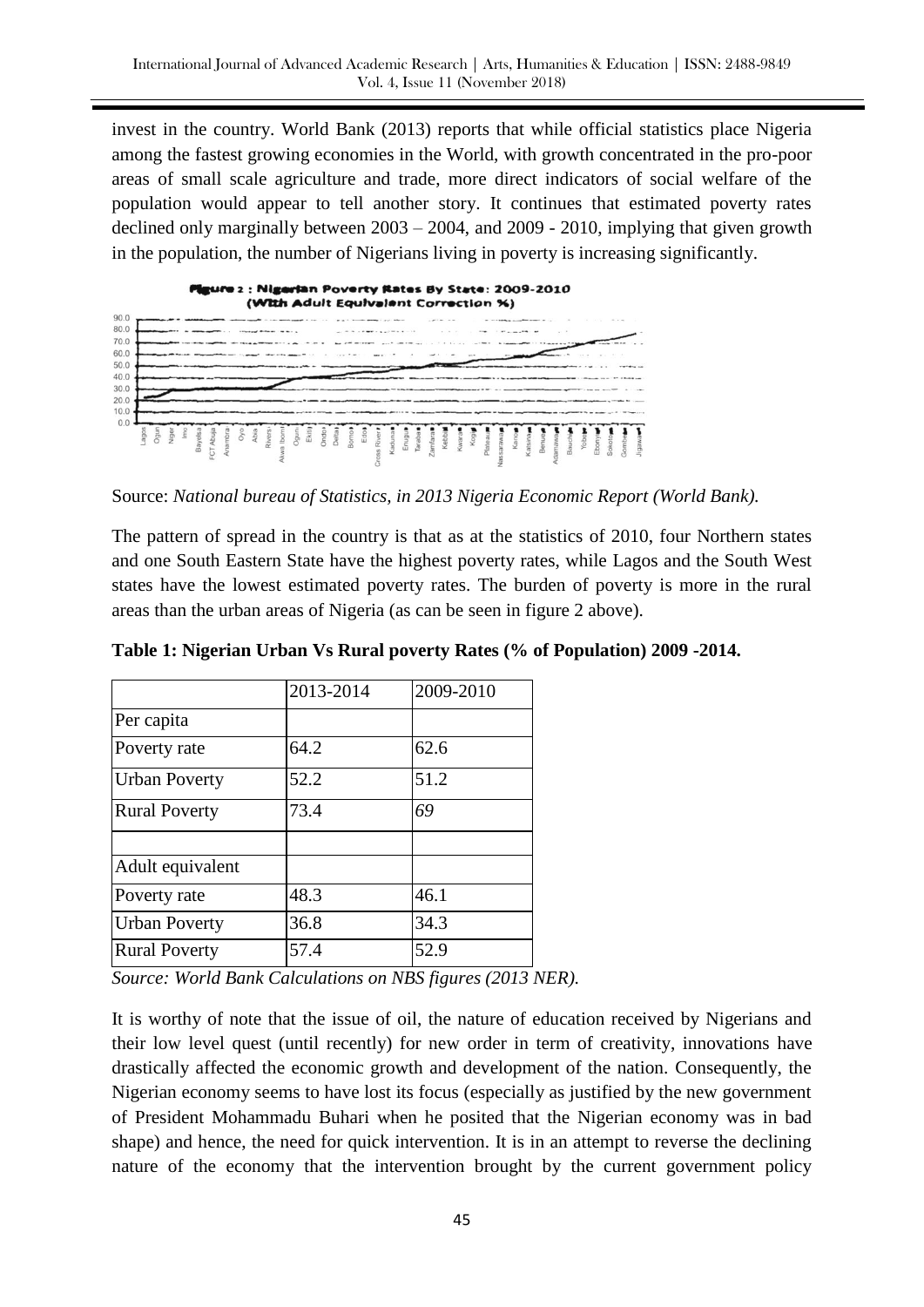invest in the country. World Bank (2013) reports that while official statistics place Nigeria among the fastest growing economies in the World, with growth concentrated in the pro-poor areas of small scale agriculture and trade, more direct indicators of social welfare of the population would appear to tell another story. It continues that estimated poverty rates declined only marginally between 2003 – 2004, and 2009 - 2010, implying that given growth in the population, the number of Nigerians living in poverty is increasing significantly.

**Figure 2 : Nigerian Poverty Rates By State: 2009-2010 (With Adult Equivalent Correction %)**

Source: *National bureau of Statistics, in 2013 Nigeria Economic Report (World Bank).*

The pattern of spread in the country is that as at the statistics of 2010, four Northern states and one South Eastern State have the highest poverty rates, while Lagos and the South West states have the lowest estimated poverty rates. The burden of poverty is more in the rural areas than the urban areas of Nigeria (as can be seen in figure 2 above).

**Table 1: Nigerian Urban Vs Rural poverty Rates (% of Population) 2009 -2014.**

| | 2013-2014 | 2009-2010 |
|---|---|---|
| Per capita | | |
| Poverty rate | 64.2 | 62.6 |
| Urban Poverty | 52.2 | 51.2 |
| Rural Poverty | 73.4 | *69* |
| | | |
| Adult equivalent | | |
| Poverty rate | 48.3 | 46.1 |
| Urban Poverty | 36.8 | 34.3 |
| Rural Poverty | 57.4 | 52.9 |

*Source: World Bank Calculations on NBS figures (2013 NER).*

It is worthy of note that the issue of oil, the nature of education received by Nigerians and their low level quest (until recently) for new order in term of creativity, innovations have drastically affected the economic growth and development of the nation. Consequently, the Nigerian economy seems to have lost its focus (especially as justified by the new government of President Mohammadu Buhari when he posited that the Nigerian economy was in bad shape) and hence, the need for quick intervention. It is in an attempt to reverse the declining nature of the economy that the intervention brought by the current government policy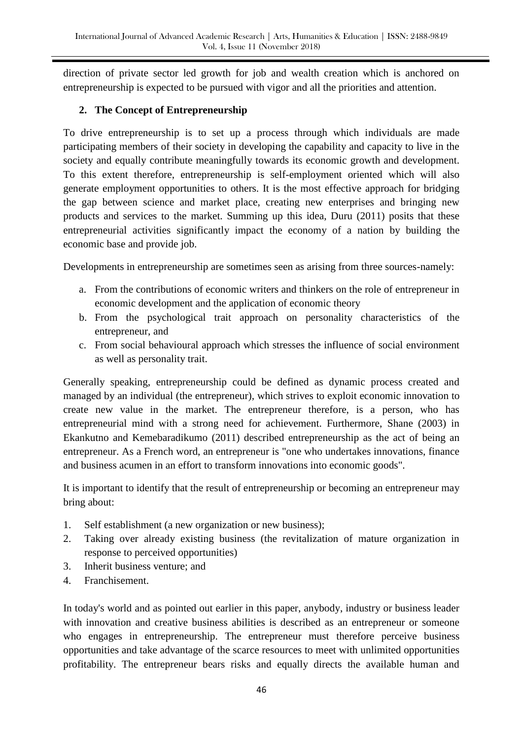direction of private sector led growth for job and wealth creation which is anchored on entrepreneurship is expected to be pursued with vigor and all the priorities and attention.

## 2. The Concept of Entrepreneurship

To drive entrepreneurship is to set up a process through which individuals are made participating members of their society in developing the capability and capacity to live in the society and equally contribute meaningfully towards its economic growth and development. To this extent therefore, entrepreneurship is self-employment oriented which will also generate employment opportunities to others. It is the most effective approach for bridging the gap between science and market place, creating new enterprises and bringing new products and services to the market. Summing up this idea, Duru (2011) posits that these entrepreneurial activities significantly impact the economy of a nation by building the economic base and provide job.

Developments in entrepreneurship are sometimes seen as arising from three sources-namely:

a. From the contributions of economic writers and thinkers on the role of entrepreneur in economic development and the application of economic theory
b. From the psychological trait approach on personality characteristics of the entrepreneur, and
c. From social behavioural approach which stresses the influence of social environment as well as personality trait.

Generally speaking, entrepreneurship could be defined as dynamic process created and managed by an individual (the entrepreneur), which strives to exploit economic innovation to create new value in the market. The entrepreneur therefore, is a person, who has entrepreneurial mind with a strong need for achievement. Furthermore, Shane (2003) in Ekankutno and Kemebaradikumo (2011) described entrepreneurship as the act of being an entrepreneur. As a French word, an entrepreneur is "one who undertakes innovations, finance and business acumen in an effort to transform innovations into economic goods".

It is important to identify that the result of entrepreneurship or becoming an entrepreneur may bring about:

1. Self establishment (a new organization or new business);
2. Taking over already existing business (the revitalization of mature organization in response to perceived opportunities)
3. Inherit business venture; and
4. Franchisement.

In today's world and as pointed out earlier in this paper, anybody, industry or business leader with innovation and creative business abilities is described as an entrepreneur or someone who engages in entrepreneurship. The entrepreneur must therefore perceive business opportunities and take advantage of the scarce resources to meet with unlimited opportunities profitability. The entrepreneur bears risks and equally directs the available human and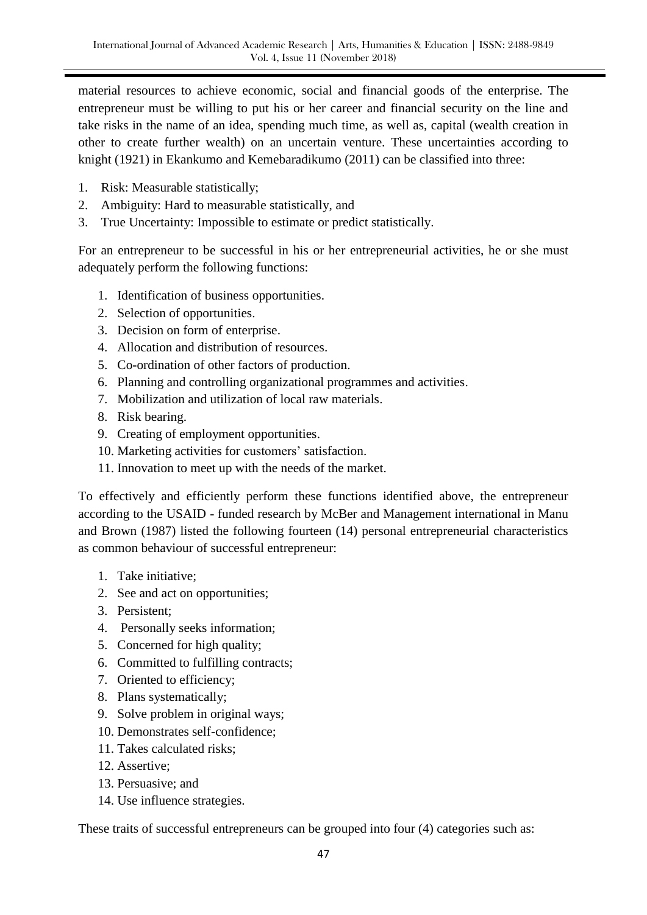material resources to achieve economic, social and financial goods of the enterprise. The entrepreneur must be willing to put his or her career and financial security on the line and take risks in the name of an idea, spending much time, as well as, capital (wealth creation in other to create further wealth) on an uncertain venture. These uncertainties according to knight (1921) in Ekankumo and Kemebaradikumo (2011) can be classified into three:

1. Risk: Measurable statistically;
2. Ambiguity: Hard to measurable statistically, and
3. True Uncertainty: Impossible to estimate or predict statistically.

For an entrepreneur to be successful in his or her entrepreneurial activities, he or she must adequately perform the following functions:

1. Identification of business opportunities.
2. Selection of opportunities.
3. Decision on form of enterprise.
4. Allocation and distribution of resources.
5. Co-ordination of other factors of production.
6. Planning and controlling organizational programmes and activities.
7. Mobilization and utilization of local raw materials.
8. Risk bearing.
9. Creating of employment opportunities.
10. Marketing activities for customers' satisfaction.
11. Innovation to meet up with the needs of the market.

To effectively and efficiently perform these functions identified above, the entrepreneur according to the USAID - funded research by McBer and Management international in Manu and Brown (1987) listed the following fourteen (14) personal entrepreneurial characteristics as common behaviour of successful entrepreneur:

1. Take initiative;
2. See and act on opportunities;
3. Persistent;
4. Personally seeks information;
5. Concerned for high quality;
6. Committed to fulfilling contracts;
7. Oriented to efficiency;
8. Plans systematically;
9. Solve problem in original ways;
10. Demonstrates self-confidence;
11. Takes calculated risks;
12. Assertive;
13. Persuasive; and
14. Use influence strategies.

These traits of successful entrepreneurs can be grouped into four (4) categories such as: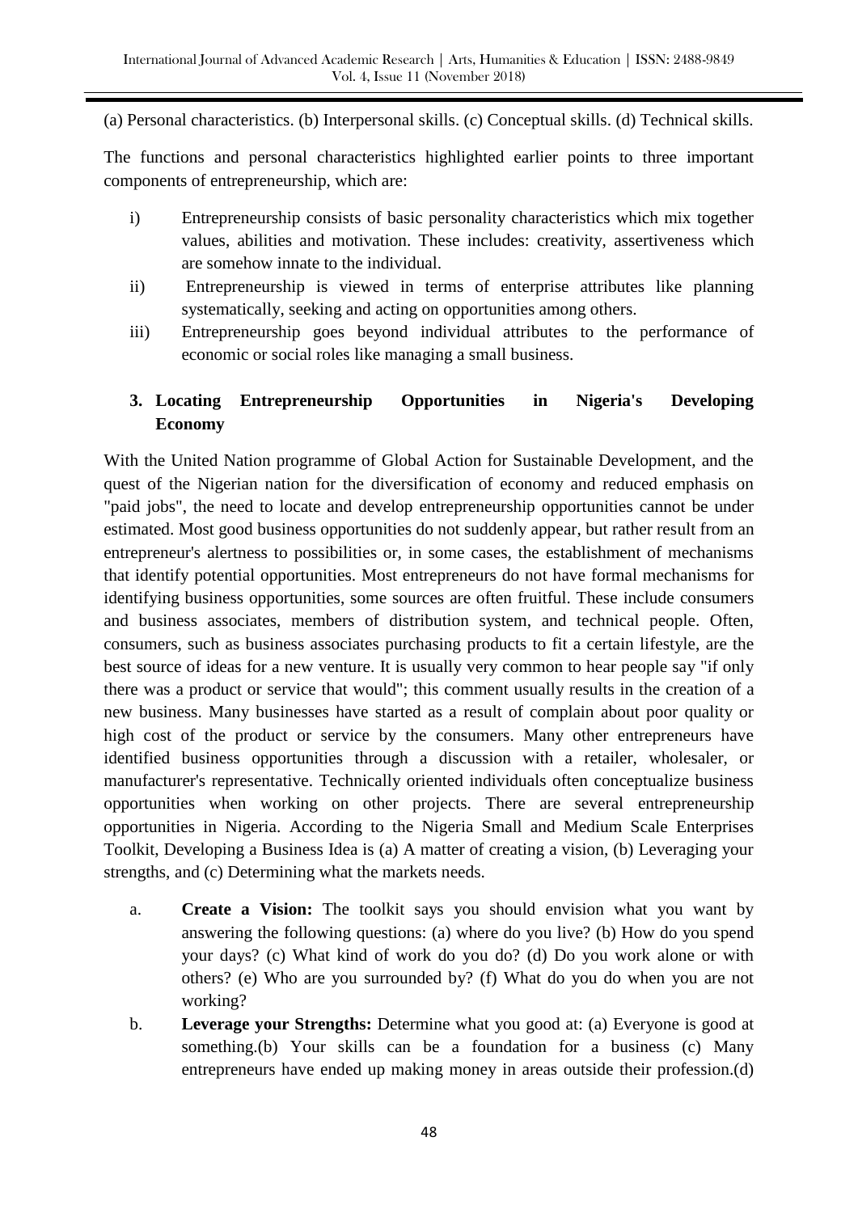(a) Personal characteristics. (b) Interpersonal skills. (c) Conceptual skills. (d) Technical skills.

The functions and personal characteristics highlighted earlier points to three important components of entrepreneurship, which are:

i) Entrepreneurship consists of basic personality characteristics which mix together values, abilities and motivation. These includes: creativity, assertiveness which are somehow innate to the individual.
ii) Entrepreneurship is viewed in terms of enterprise attributes like planning systematically, seeking and acting on opportunities among others.
iii) Entrepreneurship goes beyond individual attributes to the performance of economic or social roles like managing a small business.

## 3. Locating Entrepreneurship Opportunities in Nigeria's Developing Economy

With the United Nation programme of Global Action for Sustainable Development, and the quest of the Nigerian nation for the diversification of economy and reduced emphasis on "paid jobs", the need to locate and develop entrepreneurship opportunities cannot be under estimated. Most good business opportunities do not suddenly appear, but rather result from an entrepreneur's alertness to possibilities or, in some cases, the establishment of mechanisms that identify potential opportunities. Most entrepreneurs do not have formal mechanisms for identifying business opportunities, some sources are often fruitful. These include consumers and business associates, members of distribution system, and technical people. Often, consumers, such as business associates purchasing products to fit a certain lifestyle, are the best source of ideas for a new venture. It is usually very common to hear people say "if only there was a product or service that would"; this comment usually results in the creation of a new business. Many businesses have started as a result of complain about poor quality or high cost of the product or service by the consumers. Many other entrepreneurs have identified business opportunities through a discussion with a retailer, wholesaler, or manufacturer's representative. Technically oriented individuals often conceptualize business opportunities when working on other projects. There are several entrepreneurship opportunities in Nigeria. According to the Nigeria Small and Medium Scale Enterprises Toolkit, Developing a Business Idea is (a) A matter of creating a vision, (b) Leveraging your strengths, and (c) Determining what the markets needs.

a. **Create a Vision:** The toolkit says you should envision what you want by answering the following questions: (a) where do you live? (b) How do you spend your days? (c) What kind of work do you do? (d) Do you work alone or with others? (e) Who are you surrounded by? (f) What do you do when you are not working?
b. **Leverage your Strengths:** Determine what you good at: (a) Everyone is good at something.(b) Your skills can be a foundation for a business (c) Many entrepreneurs have ended up making money in areas outside their profession.(d)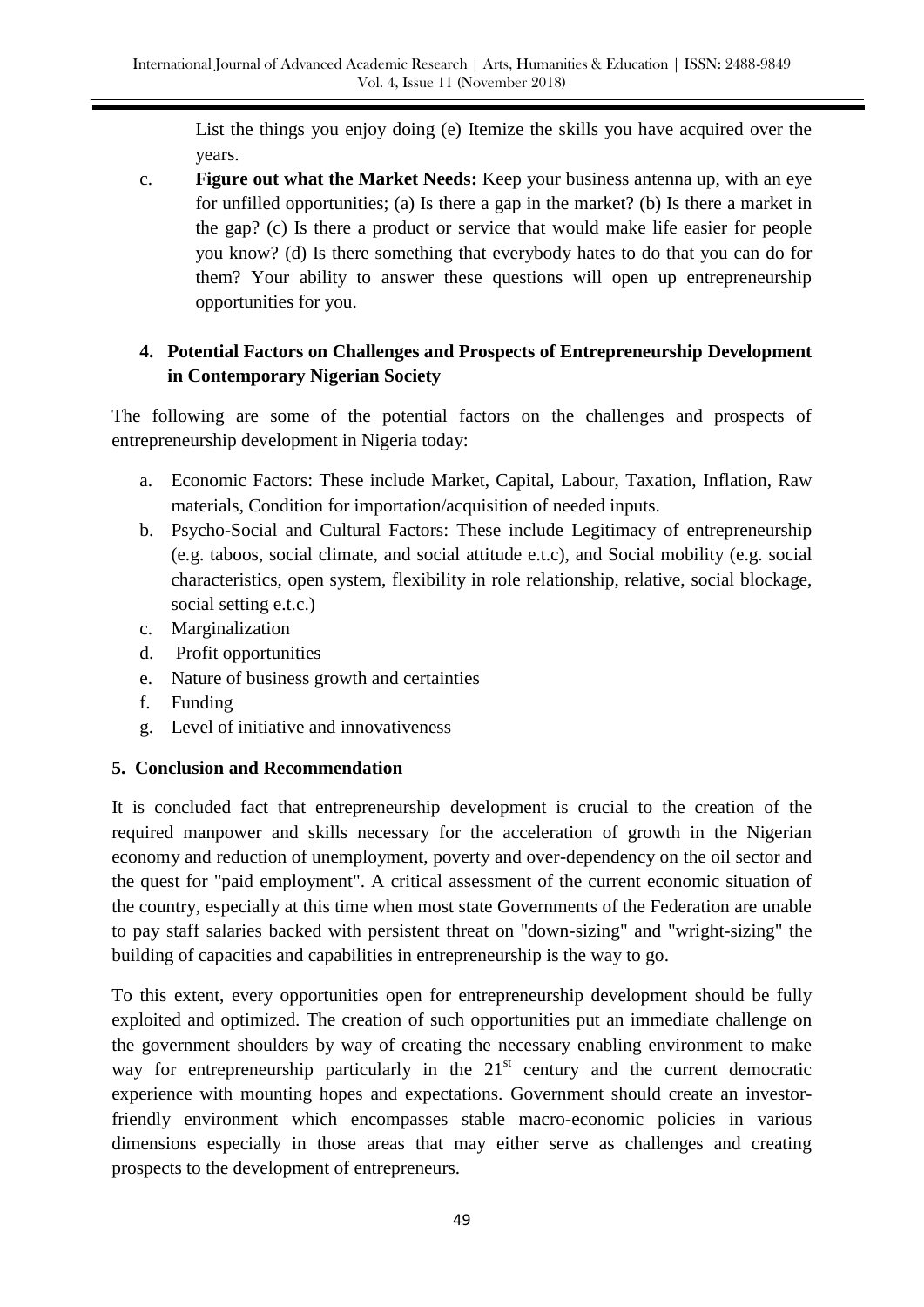List the things you enjoy doing (e) Itemize the skills you have acquired over the years.

c. **Figure out what the Market Needs:** Keep your business antenna up, with an eye for unfilled opportunities; (a) Is there a gap in the market? (b) Is there a market in the gap? (c) Is there a product or service that would make life easier for people you know? (d) Is there something that everybody hates to do that you can do for them? Your ability to answer these questions will open up entrepreneurship opportunities for you.

## 4. Potential Factors on Challenges and Prospects of Entrepreneurship Development in Contemporary Nigerian Society

The following are some of the potential factors on the challenges and prospects of entrepreneurship development in Nigeria today:

a. Economic Factors: These include Market, Capital, Labour, Taxation, Inflation, Raw materials, Condition for importation/acquisition of needed inputs.
b. Psycho-Social and Cultural Factors: These include Legitimacy of entrepreneurship (e.g. taboos, social climate, and social attitude e.t.c), and Social mobility (e.g. social characteristics, open system, flexibility in role relationship, relative, social blockage, social setting e.t.c.)
c. Marginalization
d. Profit opportunities
e. Nature of business growth and certainties
f. Funding
g. Level of initiative and innovativeness

## 5. Conclusion and Recommendation

It is concluded fact that entrepreneurship development is crucial to the creation of the required manpower and skills necessary for the acceleration of growth in the Nigerian economy and reduction of unemployment, poverty and over-dependency on the oil sector and the quest for "paid employment". A critical assessment of the current economic situation of the country, especially at this time when most state Governments of the Federation are unable to pay staff salaries backed with persistent threat on "down-sizing" and "wright-sizing" the building of capacities and capabilities in entrepreneurship is the way to go.

To this extent, every opportunities open for entrepreneurship development should be fully exploited and optimized. The creation of such opportunities put an immediate challenge on the government shoulders by way of creating the necessary enabling environment to make way for entrepreneurship particularly in the 21st century and the current democratic experience with mounting hopes and expectations. Government should create an investor-friendly environment which encompasses stable macro-economic policies in various dimensions especially in those areas that may either serve as challenges and creating prospects to the development of entrepreneurs.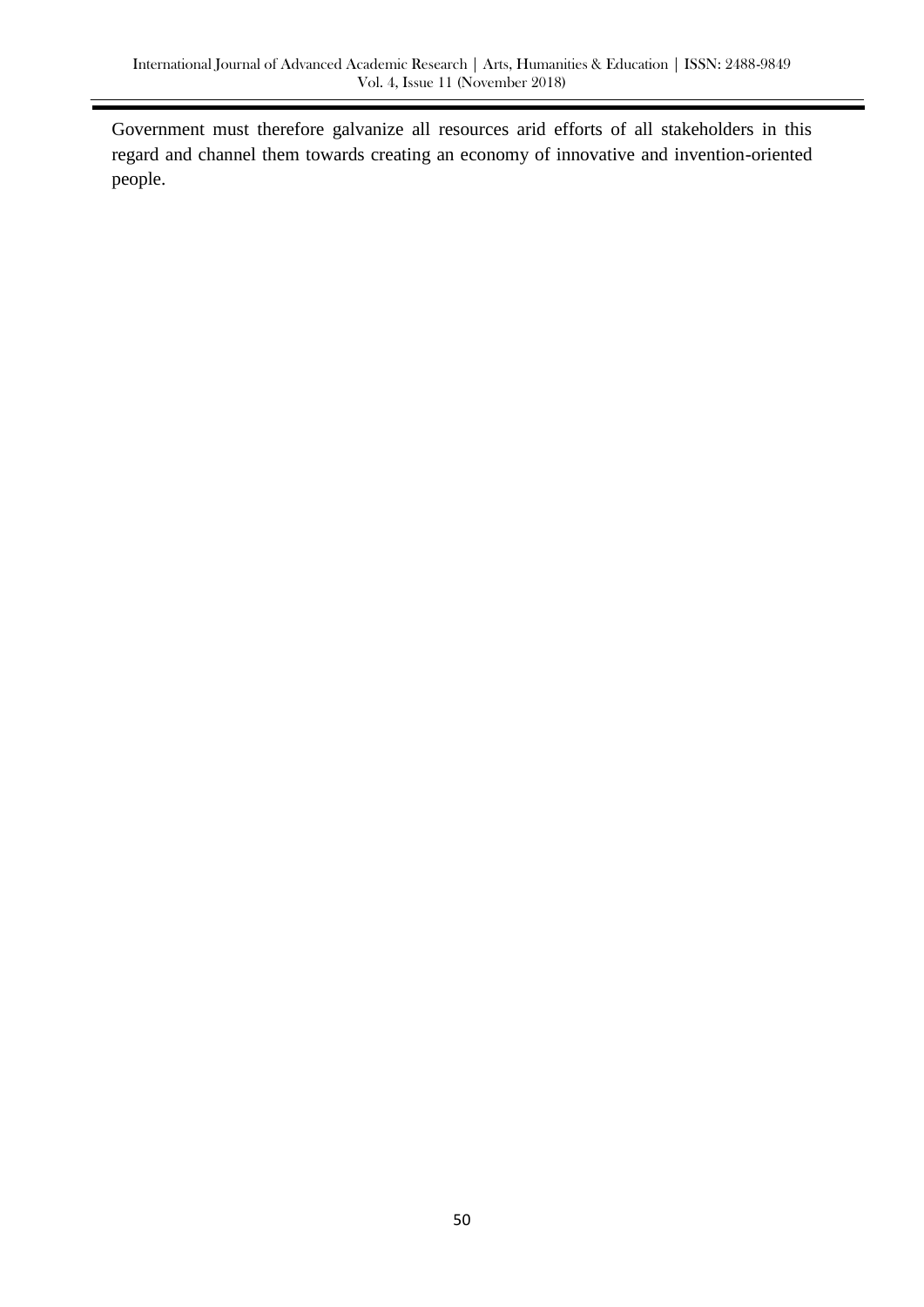Government must therefore galvanize all resources arid efforts of all stakeholders in this regard and channel them towards creating an economy of innovative and invention-oriented people.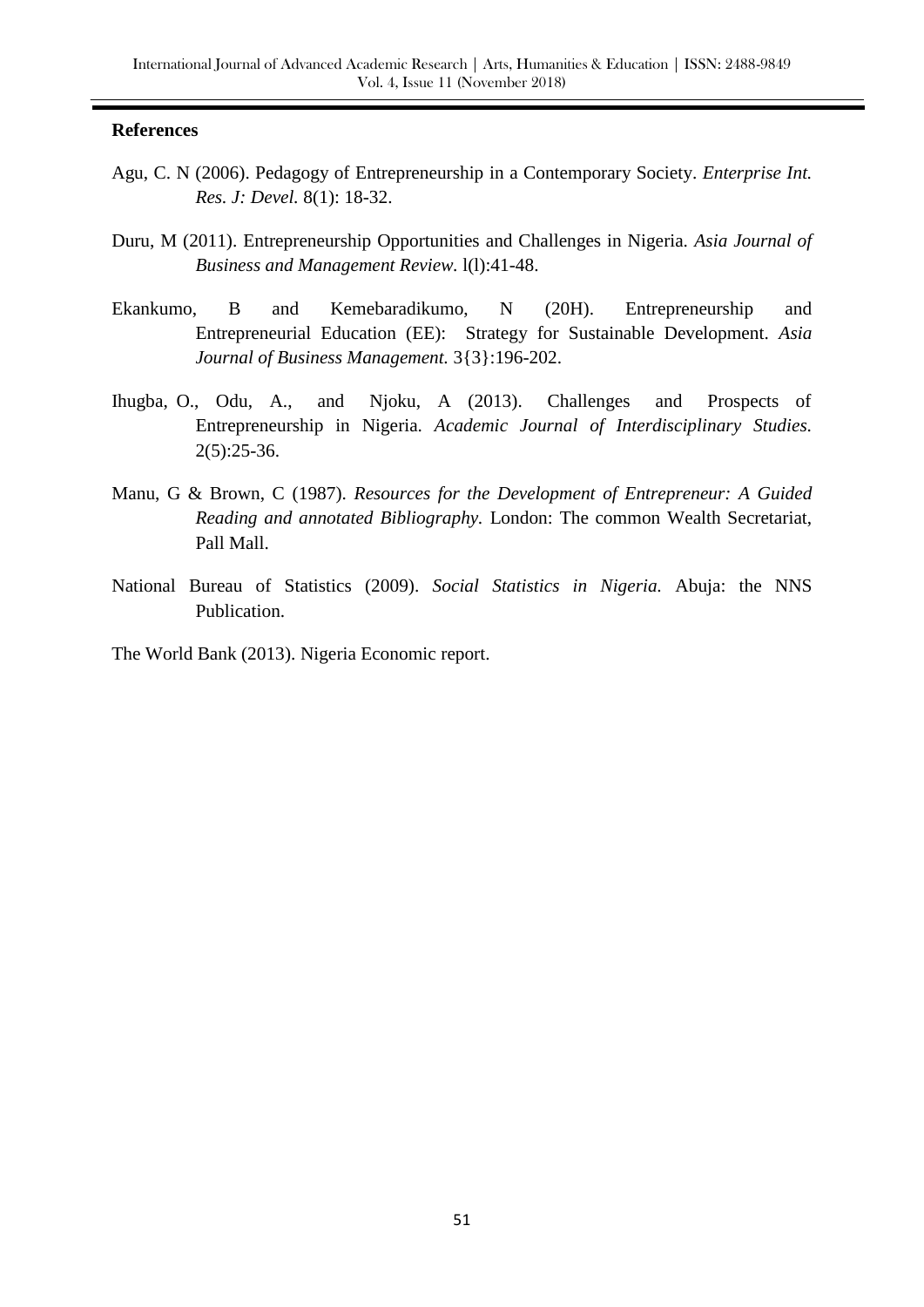## References

Agu, C. N (2006). Pedagogy of Entrepreneurship in a Contemporary Society. *Enterprise Int. Res. J: Devel.* 8(1): 18-32.

Duru, M (2011). Entrepreneurship Opportunities and Challenges in Nigeria. *Asia Journal of Business and Management Review*. l(l):41-48.

Ekankumo, B and Kemebaradikumo, N (20H). Entrepreneurship and Entrepreneurial Education (EE): Strategy for Sustainable Development. *Asia Journal of Business Management.* 3{3}:196-202.

Ihugba, O., Odu, A., and Njoku, A (2013). Challenges and Prospects of Entrepreneurship in Nigeria. *Academic Journal of Interdisciplinary Studies.* 2(5):25-36.

Manu, G & Brown, C (1987). *Resources for the Development of Entrepreneur: A Guided Reading and annotated Bibliography.* London: The common Wealth Secretariat, Pall Mall.

National Bureau of Statistics (2009). *Social Statistics in Nigeria.* Abuja: the NNS Publication.

The World Bank (2013). Nigeria Economic report.